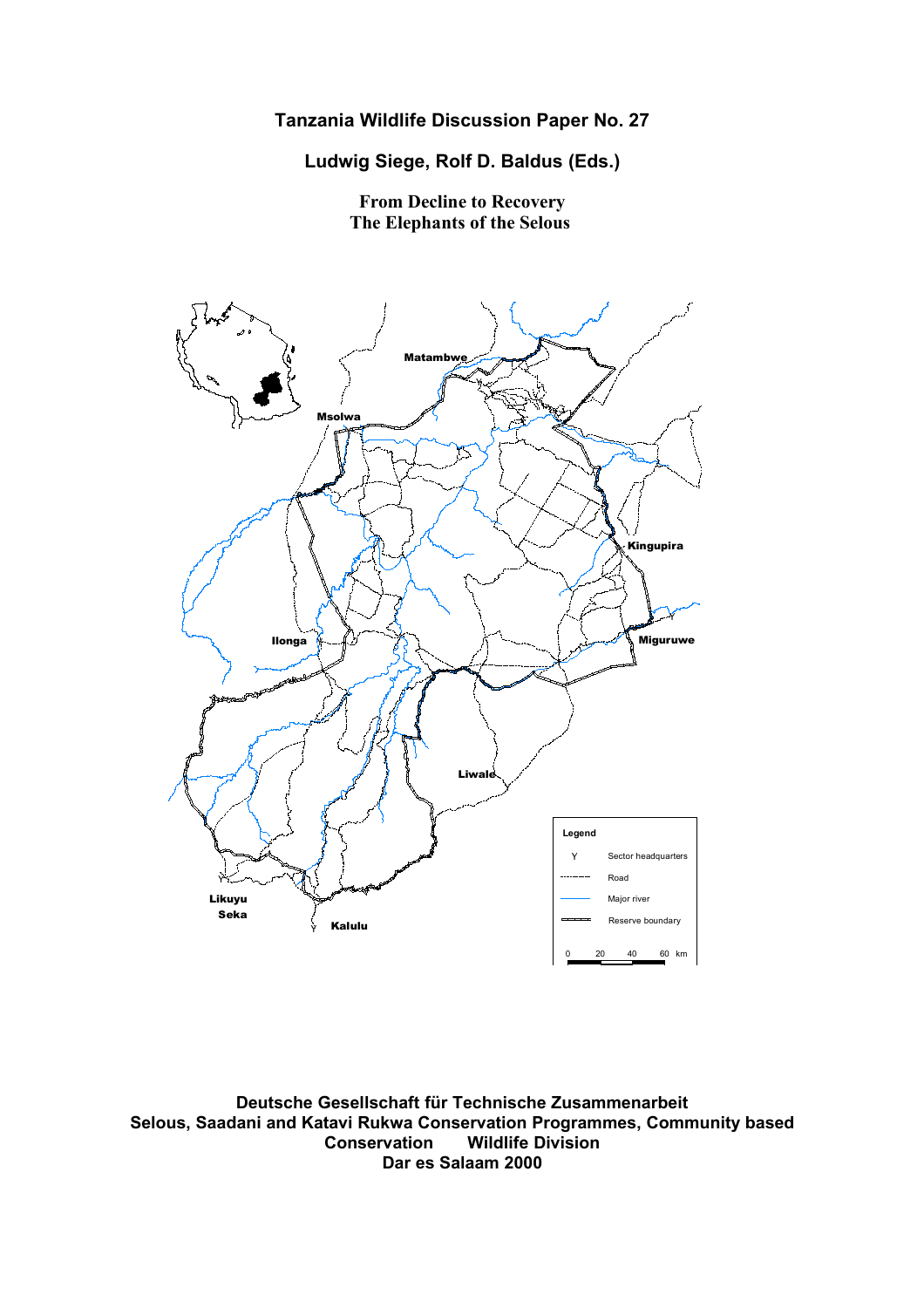**Tanzania Wildlife Discussion Paper No. 27**

**Ludwig Siege, Rolf D. Baldus (Eds.)**

# From Decline to Recovery
# The Elephants of the Selous

Matambwe

Msolwa

Kingupira

Ilonga

Miguruwe

Liwale

Likuyu Seka

Kalulu

Legend

Y Sector headquarters

Road

Major river

Reserve boundary

0 20 40 60 km

**Deutsche Gesellschaft für Technische Zusammenarbeit**
**Selous, Saadani and Katavi Rukwa Conservation Programmes, Community based Conservation Wildlife Division**
**Dar es Salaam 2000**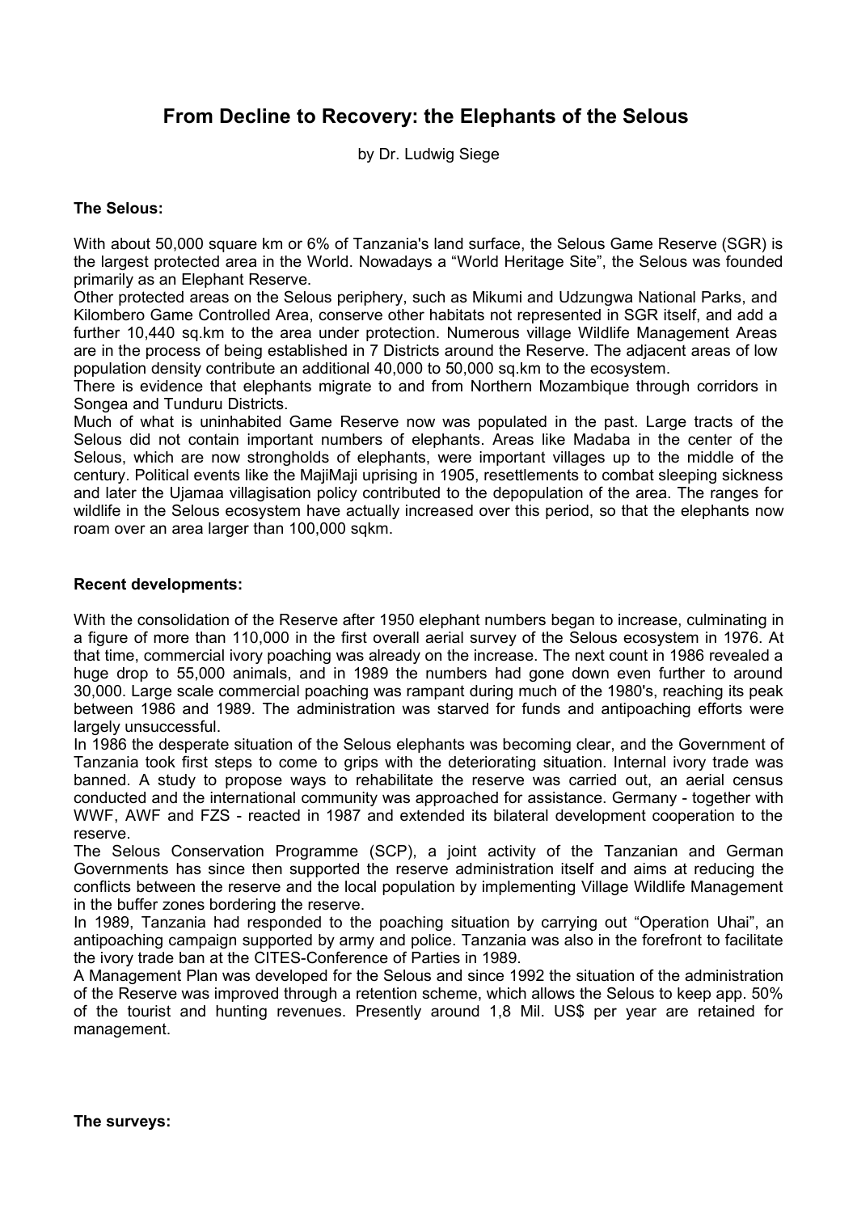# From Decline to Recovery: the Elephants of the Selous

by Dr. Ludwig Siege

**The Selous:**

With about 50,000 square km or 6% of Tanzania's land surface, the Selous Game Reserve (SGR) is the largest protected area in the World. Nowadays a "World Heritage Site", the Selous was founded primarily as an Elephant Reserve.

Other protected areas on the Selous periphery, such as Mikumi and Udzungwa National Parks, and Kilombero Game Controlled Area, conserve other habitats not represented in SGR itself, and add a further 10,440 sq.km to the area under protection. Numerous village Wildlife Management Areas are in the process of being established in 7 Districts around the Reserve. The adjacent areas of low population density contribute an additional 40,000 to 50,000 sq.km to the ecosystem.

There is evidence that elephants migrate to and from Northern Mozambique through corridors in Songea and Tunduru Districts.

Much of what is uninhabited Game Reserve now was populated in the past. Large tracts of the Selous did not contain important numbers of elephants. Areas like Madaba in the center of the Selous, which are now strongholds of elephants, were important villages up to the middle of the century. Political events like the MajiMaji uprising in 1905, resettlements to combat sleeping sickness and later the Ujamaa villagisation policy contributed to the depopulation of the area. The ranges for wildlife in the Selous ecosystem have actually increased over this period, so that the elephants now roam over an area larger than 100,000 sqkm.

**Recent developments:**

With the consolidation of the Reserve after 1950 elephant numbers began to increase, culminating in a figure of more than 110,000 in the first overall aerial survey of the Selous ecosystem in 1976. At that time, commercial ivory poaching was already on the increase. The next count in 1986 revealed a huge drop to 55,000 animals, and in 1989 the numbers had gone down even further to around 30,000. Large scale commercial poaching was rampant during much of the 1980's, reaching its peak between 1986 and 1989. The administration was starved for funds and antipoaching efforts were largely unsuccessful.

In 1986 the desperate situation of the Selous elephants was becoming clear, and the Government of Tanzania took first steps to come to grips with the deteriorating situation. Internal ivory trade was banned. A study to propose ways to rehabilitate the reserve was carried out, an aerial census conducted and the international community was approached for assistance. Germany - together with WWF, AWF and FZS - reacted in 1987 and extended its bilateral development cooperation to the reserve.

The Selous Conservation Programme (SCP), a joint activity of the Tanzanian and German Governments has since then supported the reserve administration itself and aims at reducing the conflicts between the reserve and the local population by implementing Village Wildlife Management in the buffer zones bordering the reserve.

In 1989, Tanzania had responded to the poaching situation by carrying out "Operation Uhai", an antipoaching campaign supported by army and police. Tanzania was also in the forefront to facilitate the ivory trade ban at the CITES-Conference of Parties in 1989.

A Management Plan was developed for the Selous and since 1992 the situation of the administration of the Reserve was improved through a retention scheme, which allows the Selous to keep app. 50% of the tourist and hunting revenues. Presently around 1,8 Mil. US$ per year are retained for management.

**The surveys:**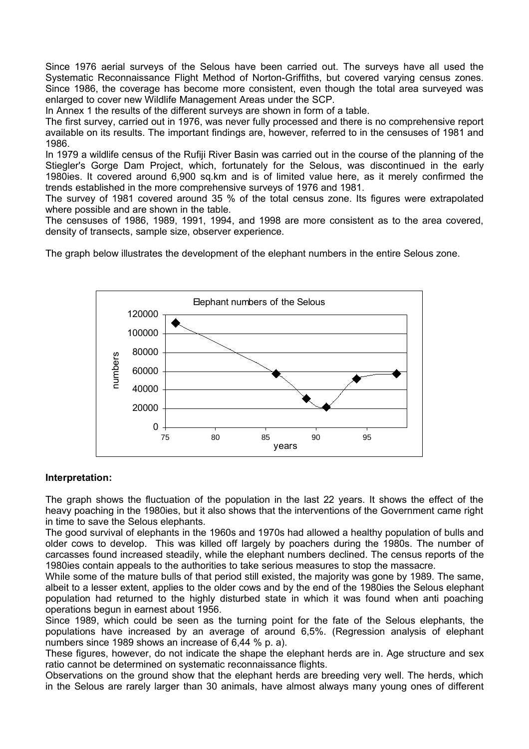Since 1976 aerial surveys of the Selous have been carried out. The surveys have all used the Systematic Reconnaissance Flight Method of Norton-Griffiths, but covered varying census zones. Since 1986, the coverage has become more consistent, even though the total area surveyed was enlarged to cover new Wildlife Management Areas under the SCP.

In Annex 1 the results of the different surveys are shown in form of a table.

The first survey, carried out in 1976, was never fully processed and there is no comprehensive report available on its results. The important findings are, however, referred to in the censuses of 1981 and 1986.

In 1979 a wildlife census of the Rufiji River Basin was carried out in the course of the planning of the Stiegler's Gorge Dam Project, which, fortunately for the Selous, was discontinued in the early 1980ies. It covered around 6,900 sq.km and is of limited value here, as it merely confirmed the trends established in the more comprehensive surveys of 1976 and 1981.

The survey of 1981 covered around 35 % of the total census zone. Its figures were extrapolated where possible and are shown in the table.

The censuses of 1986, 1989, 1991, 1994, and 1998 are more consistent as to the area covered, density of transects, sample size, observer experience.

The graph below illustrates the development of the elephant numbers in the entire Selous zone.

Elephant numbers of the Selous

**Interpretation:**

The graph shows the fluctuation of the population in the last 22 years. It shows the effect of the heavy poaching in the 1980ies, but it also shows that the interventions of the Government came right in time to save the Selous elephants.

The good survival of elephants in the 1960s and 1970s had allowed a healthy population of bulls and older cows to develop. This was killed off largely by poachers during the 1980s. The number of carcasses found increased steadily, while the elephant numbers declined. The census reports of the 1980ies contain appeals to the authorities to take serious measures to stop the massacre.

While some of the mature bulls of that period still existed, the majority was gone by 1989. The same, albeit to a lesser extent, applies to the older cows and by the end of the 1980ies the Selous elephant population had returned to the highly disturbed state in which it was found when anti poaching operations begun in earnest about 1956.

Since 1989, which could be seen as the turning point for the fate of the Selous elephants, the populations have increased by an average of around 6,5%. (Regression analysis of elephant numbers since 1989 shows an increase of 6,44 % p. a).

These figures, however, do not indicate the shape the elephant herds are in. Age structure and sex ratio cannot be determined on systematic reconnaissance flights.

Observations on the ground show that the elephant herds are breeding very well. The herds, which in the Selous are rarely larger than 30 animals, have almost always many young ones of different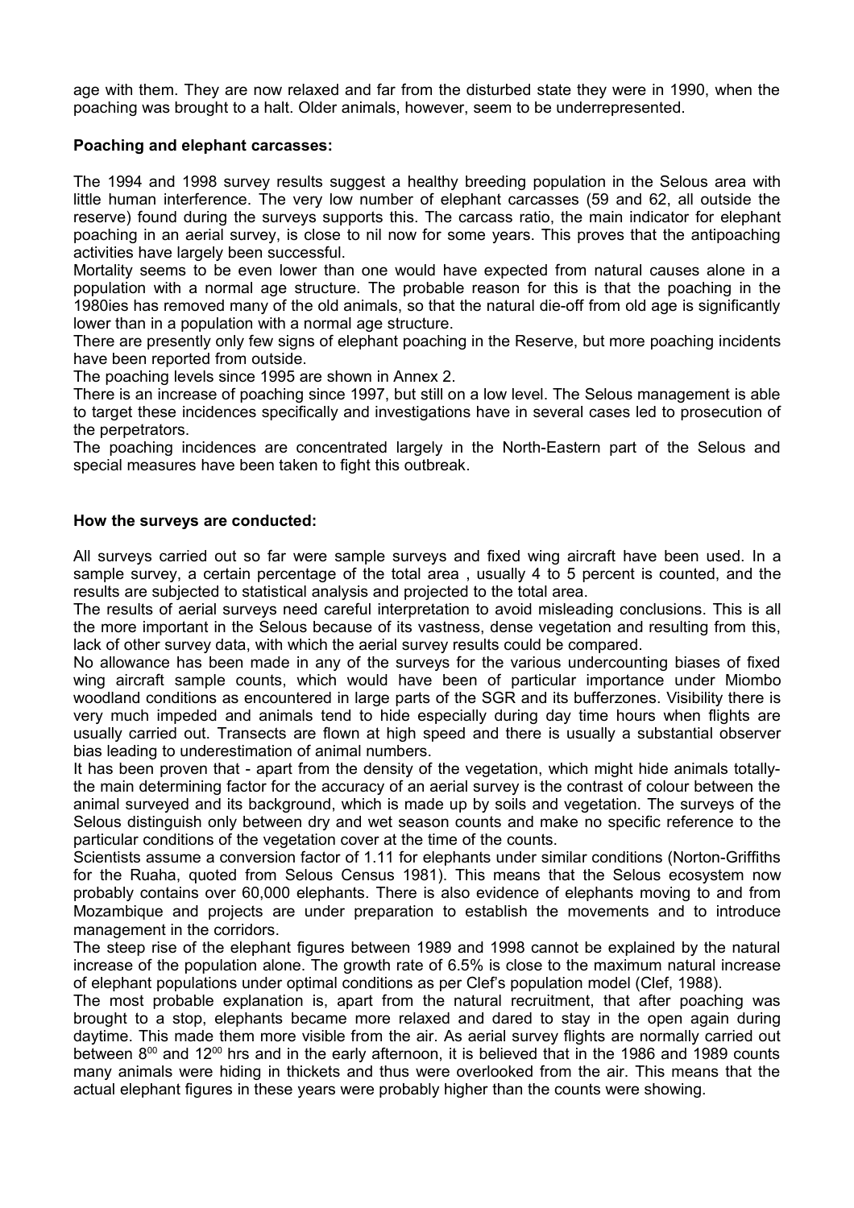age with them. They are now relaxed and far from the disturbed state they were in 1990, when the poaching was brought to a halt. Older animals, however, seem to be underrepresented.

**Poaching and elephant carcasses:**

The 1994 and 1998 survey results suggest a healthy breeding population in the Selous area with little human interference. The very low number of elephant carcasses (59 and 62, all outside the reserve) found during the surveys supports this. The carcass ratio, the main indicator for elephant poaching in an aerial survey, is close to nil now for some years. This proves that the antipoaching activities have largely been successful.

Mortality seems to be even lower than one would have expected from natural causes alone in a population with a normal age structure. The probable reason for this is that the poaching in the 1980ies has removed many of the old animals, so that the natural die-off from old age is significantly lower than in a population with a normal age structure.

There are presently only few signs of elephant poaching in the Reserve, but more poaching incidents have been reported from outside.

The poaching levels since 1995 are shown in Annex 2.

There is an increase of poaching since 1997, but still on a low level. The Selous management is able to target these incidences specifically and investigations have in several cases led to prosecution of the perpetrators.

The poaching incidences are concentrated largely in the North-Eastern part of the Selous and special measures have been taken to fight this outbreak.

**How the surveys are conducted:**

All surveys carried out so far were sample surveys and fixed wing aircraft have been used. In a sample survey, a certain percentage of the total area , usually 4 to 5 percent is counted, and the results are subjected to statistical analysis and projected to the total area.

The results of aerial surveys need careful interpretation to avoid misleading conclusions. This is all the more important in the Selous because of its vastness, dense vegetation and resulting from this, lack of other survey data, with which the aerial survey results could be compared.

No allowance has been made in any of the surveys for the various undercounting biases of fixed wing aircraft sample counts, which would have been of particular importance under Miombo woodland conditions as encountered in large parts of the SGR and its bufferzones. Visibility there is very much impeded and animals tend to hide especially during day time hours when flights are usually carried out. Transects are flown at high speed and there is usually a substantial observer bias leading to underestimation of animal numbers.

It has been proven that - apart from the density of the vegetation, which might hide animals totally- the main determining factor for the accuracy of an aerial survey is the contrast of colour between the animal surveyed and its background, which is made up by soils and vegetation. The surveys of the Selous distinguish only between dry and wet season counts and make no specific reference to the particular conditions of the vegetation cover at the time of the counts.

Scientists assume a conversion factor of 1.11 for elephants under similar conditions (Norton-Griffiths for the Ruaha, quoted from Selous Census 1981). This means that the Selous ecosystem now probably contains over 60,000 elephants. There is also evidence of elephants moving to and from Mozambique and projects are under preparation to establish the movements and to introduce management in the corridors.

The steep rise of the elephant figures between 1989 and 1998 cannot be explained by the natural increase of the population alone. The growth rate of 6.5% is close to the maximum natural increase of elephant populations under optimal conditions as per Clef's population model (Clef, 1988).

The most probable explanation is, apart from the natural recruitment, that after poaching was brought to a stop, elephants became more relaxed and dared to stay in the open again during daytime. This made them more visible from the air. As aerial survey flights are normally carried out between $8^{00}$ and $12^{00}$ hrs and in the early afternoon, it is believed that in the 1986 and 1989 counts many animals were hiding in thickets and thus were overlooked from the air. This means that the actual elephant figures in these years were probably higher than the counts were showing.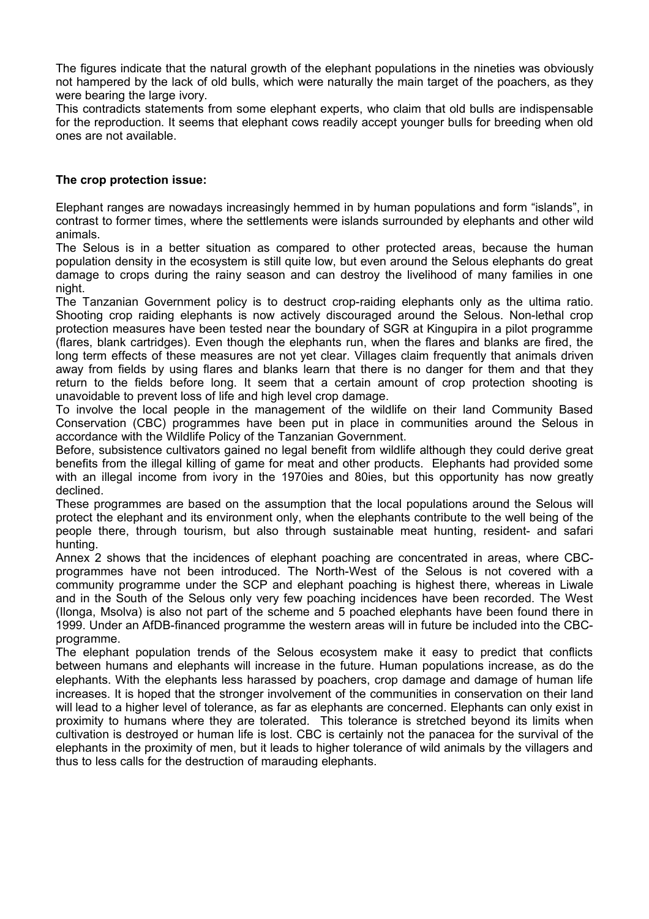The figures indicate that the natural growth of the elephant populations in the nineties was obviously not hampered by the lack of old bulls, which were naturally the main target of the poachers, as they were bearing the large ivory.

This contradicts statements from some elephant experts, who claim that old bulls are indispensable for the reproduction. It seems that elephant cows readily accept younger bulls for breeding when old ones are not available.

**The crop protection issue:**

Elephant ranges are nowadays increasingly hemmed in by human populations and form "islands", in contrast to former times, where the settlements were islands surrounded by elephants and other wild animals.

The Selous is in a better situation as compared to other protected areas, because the human population density in the ecosystem is still quite low, but even around the Selous elephants do great damage to crops during the rainy season and can destroy the livelihood of many families in one night.

The Tanzanian Government policy is to destruct crop-raiding elephants only as the ultima ratio. Shooting crop raiding elephants is now actively discouraged around the Selous. Non-lethal crop protection measures have been tested near the boundary of SGR at Kingupira in a pilot programme (flares, blank cartridges). Even though the elephants run, when the flares and blanks are fired, the long term effects of these measures are not yet clear. Villages claim frequently that animals driven away from fields by using flares and blanks learn that there is no danger for them and that they return to the fields before long. It seem that a certain amount of crop protection shooting is unavoidable to prevent loss of life and high level crop damage.

To involve the local people in the management of the wildlife on their land Community Based Conservation (CBC) programmes have been put in place in communities around the Selous in accordance with the Wildlife Policy of the Tanzanian Government.

Before, subsistence cultivators gained no legal benefit from wildlife although they could derive great benefits from the illegal killing of game for meat and other products. Elephants had provided some with an illegal income from ivory in the 1970ies and 80ies, but this opportunity has now greatly declined.

These programmes are based on the assumption that the local populations around the Selous will protect the elephant and its environment only, when the elephants contribute to the well being of the people there, through tourism, but also through sustainable meat hunting, resident- and safari hunting.

Annex 2 shows that the incidences of elephant poaching are concentrated in areas, where CBC-programmes have not been introduced. The North-West of the Selous is not covered with a community programme under the SCP and elephant poaching is highest there, whereas in Liwale and in the South of the Selous only very few poaching incidences have been recorded. The West (Ilonga, Msolva) is also not part of the scheme and 5 poached elephants have been found there in 1999. Under an AfDB-financed programme the western areas will in future be included into the CBC-programme.

The elephant population trends of the Selous ecosystem make it easy to predict that conflicts between humans and elephants will increase in the future. Human populations increase, as do the elephants. With the elephants less harassed by poachers, crop damage and damage of human life increases. It is hoped that the stronger involvement of the communities in conservation on their land will lead to a higher level of tolerance, as far as elephants are concerned. Elephants can only exist in proximity to humans where they are tolerated. This tolerance is stretched beyond its limits when cultivation is destroyed or human life is lost. CBC is certainly not the panacea for the survival of the elephants in the proximity of men, but it leads to higher tolerance of wild animals by the villagers and thus to less calls for the destruction of marauding elephants.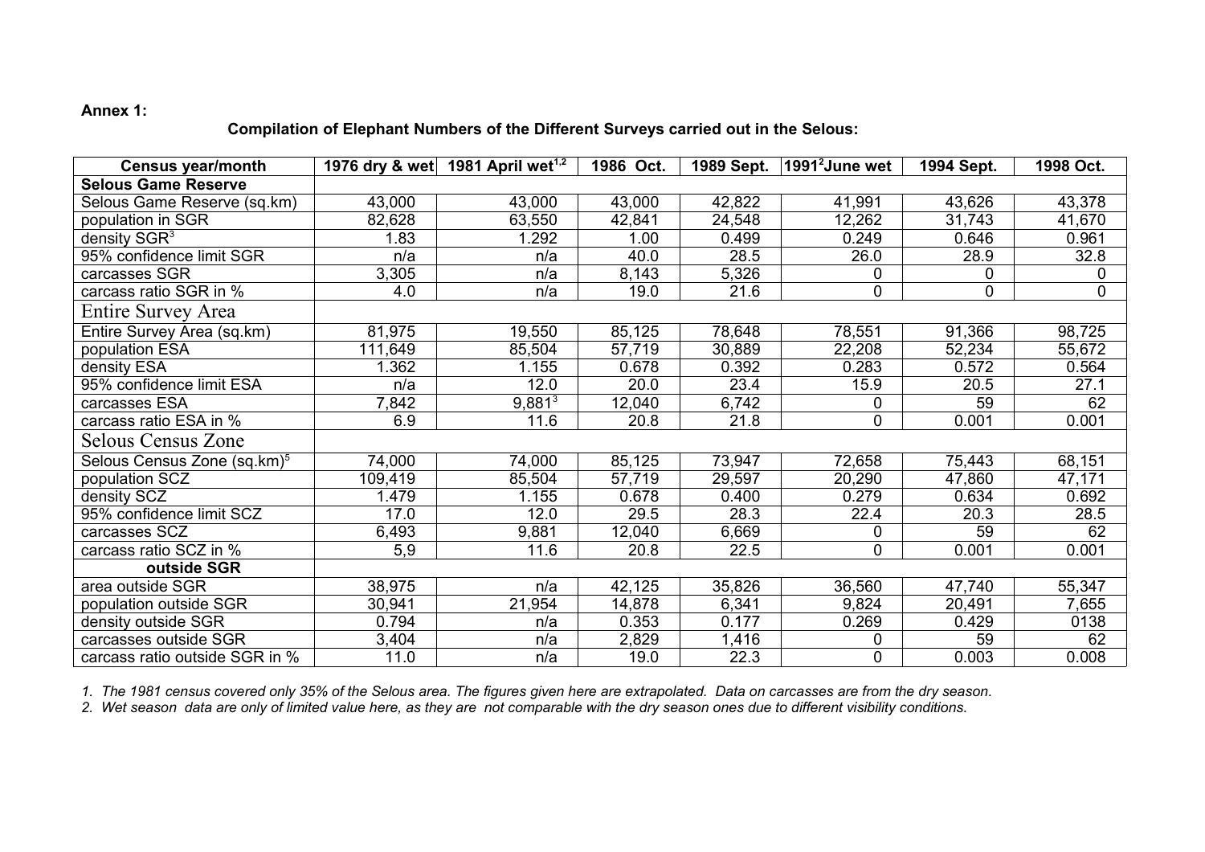**Annex 1:**

**Compilation of Elephant Numbers of the Different Surveys carried out in the Selous:**

| Census year/month | 1976 dry & wet | 1981 April wet[1,2] | 1986 Oct. | 1989 Sept. | 1991[2]June wet | 1994 Sept. | 1998 Oct. |
|---|---|---|---|---|---|---|---|
| **Selous Game Reserve** | | | | | | | |
| Selous Game Reserve (sq.km) | 43,000 | 43,000 | 43,000 | 42,822 | 41,991 | 43,626 | 43,378 |
| population in SGR | 82,628 | 63,550 | 42,841 | 24,548 | 12,262 | 31,743 | 41,670 |
| density SGR[3] | 1.83 | 1.292 | 1.00 | 0.499 | 0.249 | 0.646 | 0.961 |
| 95% confidence limit SGR | n/a | n/a | 40.0 | 28.5 | 26.0 | 28.9 | 32.8 |
| carcasses SGR | 3,305 | n/a | 8,143 | 5,326 | 0 | 0 | 0 |
| carcass ratio SGR in % | 4.0 | n/a | 19.0 | 21.6 | 0 | 0 | 0 |
| Entire Survey Area | | | | | | | |
| Entire Survey Area (sq.km) | 81,975 | 19,550 | 85,125 | 78,648 | 78,551 | 91,366 | 98,725 |
| population ESA | 111,649 | 85,504 | 57,719 | 30,889 | 22,208 | 52,234 | 55,672 |
| density ESA | 1.362 | 1.155 | 0.678 | 0.392 | 0.283 | 0.572 | 0.564 |
| 95% confidence limit ESA | n/a | 12.0 | 20.0 | 23.4 | 15.9 | 20.5 | 27.1 |
| carcasses ESA | 7,842 | 9,881[3] | 12,040 | 6,742 | 0 | 59 | 62 |
| carcass ratio ESA in % | 6.9 | 11.6 | 20.8 | 21.8 | 0 | 0.001 | 0.001 |
| Selous Census Zone | | | | | | | |
| Selous Census Zone (sq.km)[5] | 74,000 | 74,000 | 85,125 | 73,947 | 72,658 | 75,443 | 68,151 |
| population SCZ | 109,419 | 85,504 | 57,719 | 29,597 | 20,290 | 47,860 | 47,171 |
| density SCZ | 1.479 | 1.155 | 0.678 | 0.400 | 0.279 | 0.634 | 0.692 |
| 95% confidence limit SCZ | 17.0 | 12.0 | 29.5 | 28.3 | 22.4 | 20.3 | 28.5 |
| carcasses SCZ | 6,493 | 9,881 | 12,040 | 6,669 | 0 | 59 | 62 |
| carcass ratio SCZ in % | 5,9 | 11.6 | 20.8 | 22.5 | 0 | 0.001 | 0.001 |
| **outside SGR** | | | | | | | |
| area outside SGR | 38,975 | n/a | 42,125 | 35,826 | 36,560 | 47,740 | 55,347 |
| population outside SGR | 30,941 | 21,954 | 14,878 | 6,341 | 9,824 | 20,491 | 7,655 |
| density outside SGR | 0.794 | n/a | 0.353 | 0.177 | 0.269 | 0.429 | 0138 |
| carcasses outside SGR | 3,404 | n/a | 2,829 | 1,416 | 0 | 59 | 62 |
| carcass ratio outside SGR in % | 11.0 | n/a | 19.0 | 22.3 | 0 | 0.003 | 0.008 |

*1. The 1981 census covered only 35% of the Selous area. The figures given here are extrapolated. Data on carcasses are from the dry season.*

*2. Wet season data are only of limited value here, as they are not comparable with the dry season ones due to different visibility conditions.*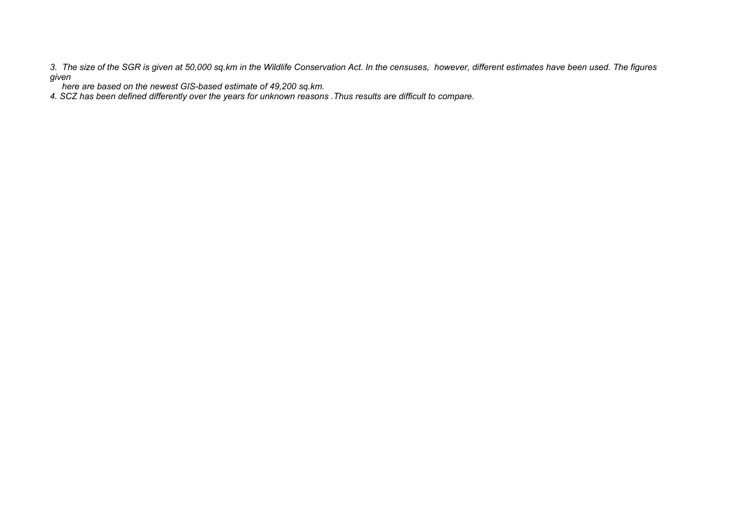*3. The size of the SGR is given at 50,000 sq.km in the Wildlife Conservation Act. In the censuses, however, different estimates have been used. The figures given here are based on the newest GIS-based estimate of 49,200 sq.km.*

*4. SCZ has been defined differently over the years for unknown reasons .Thus results are difficult to compare.*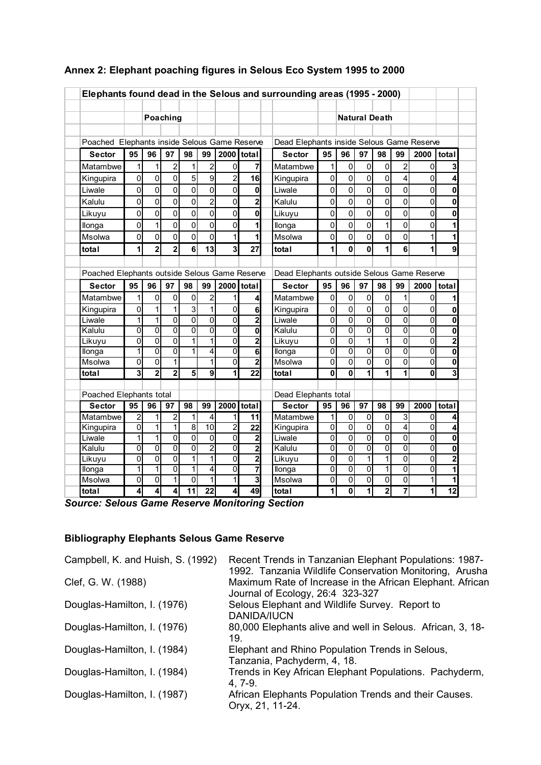**Annex 2: Elephant poaching figures in Selous Eco System 1995 to 2000**

**Elephants found dead in the Selous and surrounding areas (1995 - 2000)**

**Poaching**

Poached Elephants inside Selous Game Reserve

| Sector | 95 | 96 | 97 | 98 | 99 | 2000 | total |
|---|---|---|---|---|---|---|---|
| Matambwe | 1 | 1 | 2 | 1 | 2 | 0 | **7** |
| Kingupira | 0 | 0 | 0 | 5 | 9 | 2 | **16** |
| Liwale | 0 | 0 | 0 | 0 | 0 | 0 | **0** |
| Kalulu | 0 | 0 | 0 | 0 | 2 | 0 | **2** |
| Likuyu | 0 | 0 | 0 | 0 | 0 | 0 | **0** |
| Ilonga | 0 | 1 | 0 | 0 | 0 | 0 | **1** |
| Msolwa | 0 | 0 | 0 | 0 | 0 | 1 | **1** |
| **total** | **1** | **2** | **2** | **6** | **13** | **3** | **27** |

Poached Elephants outside Selous Game Reserve

| Sector | 95 | 96 | 97 | 98 | 99 | 2000 | total |
|---|---|---|---|---|---|---|---|
| Matambwe | 1 | 0 | 0 | 0 | 2 | 1 | **4** |
| Kingupira | 0 | 1 | 1 | 3 | 1 | 0 | **6** |
| Liwale | 1 | 1 | 0 | 0 | 0 | 0 | **2** |
| Kalulu | 0 | 0 | 0 | 0 | 0 | 0 | **0** |
| Likuyu | 0 | 0 | 0 | 1 | 1 | 0 | **2** |
| Ilonga | 1 | 0 | 0 | 1 | 4 | 0 | **6** |
| Msolwa | 0 | 0 | 1 | | 1 | 0 | **2** |
| **total** | **3** | **2** | **2** | **5** | **9** | **1** | **22** |

Poached Elephants total

| Sector | 95 | 96 | 97 | 98 | 99 | 2000 | total |
|---|---|---|---|---|---|---|---|
| Matambwe | 2 | 1 | 2 | 1 | 4 | 1 | **11** |
| Kingupira | 0 | 1 | 1 | 8 | 10 | 2 | **22** |
| Liwale | 1 | 1 | 0 | 0 | 0 | 0 | **2** |
| Kalulu | 0 | 0 | 0 | 0 | 2 | 0 | **2** |
| Likuyu | 0 | 0 | 0 | 1 | 1 | 0 | **2** |
| Ilonga | 1 | 1 | 0 | 1 | 4 | 0 | **7** |
| Msolwa | 0 | 0 | 1 | 0 | 1 | 1 | **3** |
| **total** | **4** | **4** | **4** | **11** | **22** | **4** | **49** |

**Natural Death**

Dead Elephants inside Selous Game Reserve

| Sector | 95 | 96 | 97 | 98 | 99 | 2000 | total |
|---|---|---|---|---|---|---|---|
| Matambwe | 1 | 0 | 0 | 0 | 2 | 0 | **3** |
| Kingupira | 0 | 0 | 0 | 0 | 4 | 0 | **4** |
| Liwale | 0 | 0 | 0 | 0 | 0 | 0 | **0** |
| Kalulu | 0 | 0 | 0 | 0 | 0 | 0 | **0** |
| Likuyu | 0 | 0 | 0 | 0 | 0 | 0 | **0** |
| Ilonga | 0 | 0 | 0 | 1 | 0 | 0 | **1** |
| Msolwa | 0 | 0 | 0 | 0 | 0 | 1 | **1** |
| **total** | **1** | **0** | **0** | **1** | **6** | **1** | **9** |

Dead Elephants outside Selous Game Reserve

| Sector | 95 | 96 | 97 | 98 | 99 | 2000 | total |
|---|---|---|---|---|---|---|---|
| Matambwe | 0 | 0 | 0 | 0 | 1 | 0 | **1** |
| Kingupira | 0 | 0 | 0 | 0 | 0 | 0 | **0** |
| Liwale | 0 | 0 | 0 | 0 | 0 | 0 | **0** |
| Kalulu | 0 | 0 | 0 | 0 | 0 | 0 | **0** |
| Likuyu | 0 | 0 | 1 | 1 | 0 | 0 | **2** |
| Ilonga | 0 | 0 | 0 | 0 | 0 | 0 | **0** |
| Msolwa | 0 | 0 | 0 | 0 | 0 | 0 | **0** |
| **total** | **0** | **0** | **1** | **1** | **1** | **0** | **3** |

Dead Elephants total

| Sector | 95 | 96 | 97 | 98 | 99 | 2000 | total |
|---|---|---|---|---|---|---|---|
| Matambwe | 1 | 0 | 0 | 0 | 3 | 0 | **4** |
| Kingupira | 0 | 0 | 0 | 0 | 4 | 0 | **4** |
| Liwale | 0 | 0 | 0 | 0 | 0 | 0 | **0** |
| Kalulu | 0 | 0 | 0 | 0 | 0 | 0 | **0** |
| Likuyu | 0 | 0 | 1 | 1 | 0 | 0 | **2** |
| Ilonga | 0 | 0 | 0 | 1 | 0 | 0 | **1** |
| Msolwa | 0 | 0 | 0 | 0 | 0 | 1 | **1** |
| **total** | **1** | **0** | **1** | **2** | **7** | **1** | **12** |

***Source: Selous Game Reserve Monitoring Section***

**Bibliography Elephants Selous Game Reserve**

| | |
|---|---|
| Campbell, K. and Huish, S. (1992) | Recent Trends in Tanzanian Elephant Populations: 1987-1992. Tanzania Wildlife Conservation Monitoring, Arusha |
| Clef, G. W. (1988) | Maximum Rate of Increase in the African Elephant. African Journal of Ecology, 26:4 323-327 |
| Douglas-Hamilton, I. (1976) | Selous Elephant and Wildlife Survey. Report to DANIDA/IUCN |
| Douglas-Hamilton, I. (1976) | 80,000 Elephants alive and well in Selous. African, 3, 18-19. |
| Douglas-Hamilton, I. (1984) | Elephant and Rhino Population Trends in Selous, Tanzania, Pachyderm, 4, 18. |
| Douglas-Hamilton, I. (1984) | Trends in Key African Elephant Populations. Pachyderm, 4, 7-9. |
| Douglas-Hamilton, I. (1987) | African Elephants Population Trends and their Causes. Oryx, 21, 11-24. |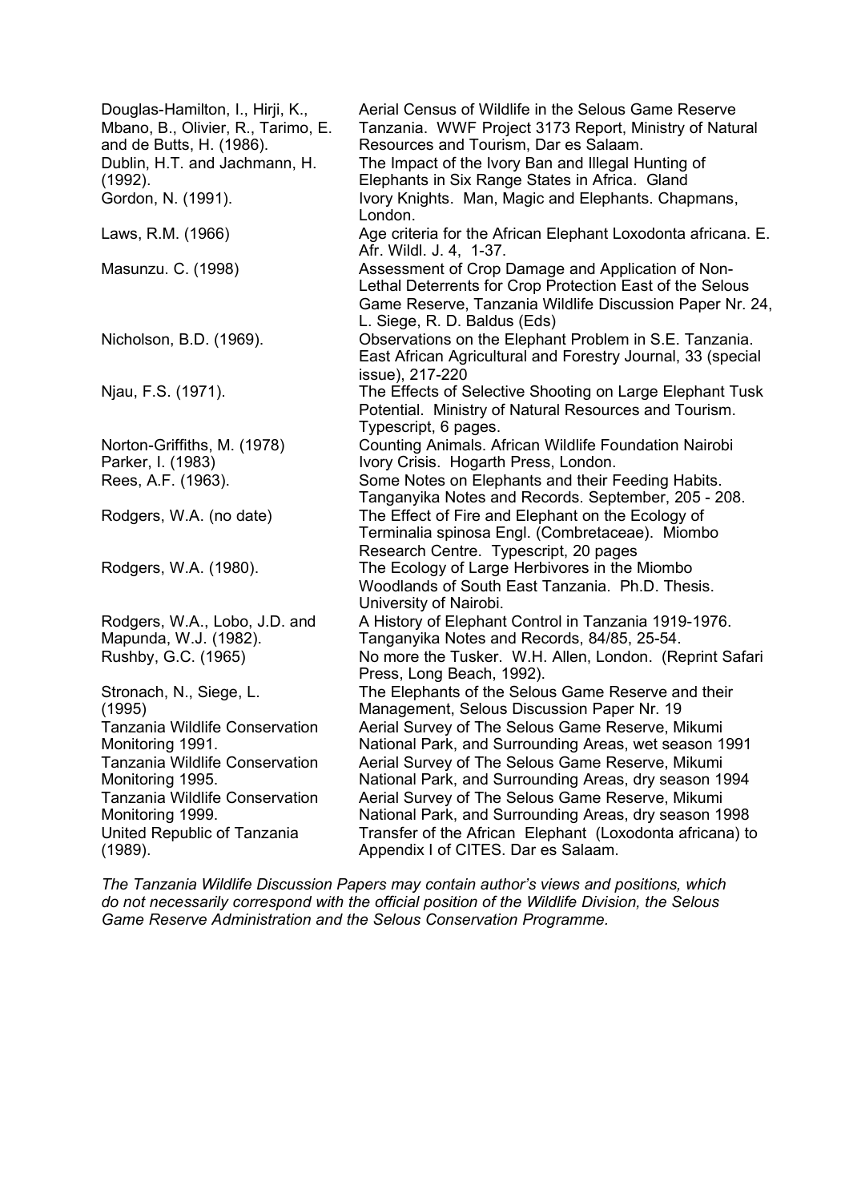Douglas-Hamilton, I., Hirji, K., Mbano, B., Olivier, R., Tarimo, E. and de Butts, H. (1986). Aerial Census of Wildlife in the Selous Game Reserve Tanzania. WWF Project 3173 Report, Ministry of Natural Resources and Tourism, Dar es Salaam.

Dublin, H.T. and Jachmann, H. (1992). The Impact of the Ivory Ban and Illegal Hunting of Elephants in Six Range States in Africa. Gland

Gordon, N. (1991). Ivory Knights. Man, Magic and Elephants. Chapmans, London.

Laws, R.M. (1966) Age criteria for the African Elephant Loxodonta africana. E. Afr. Wildl. J. 4, 1-37.

Masunzu. C. (1998) Assessment of Crop Damage and Application of Non-Lethal Deterrents for Crop Protection East of the Selous Game Reserve, Tanzania Wildlife Discussion Paper Nr. 24, L. Siege, R. D. Baldus (Eds)

Nicholson, B.D. (1969). Observations on the Elephant Problem in S.E. Tanzania. East African Agricultural and Forestry Journal, 33 (special issue), 217-220

Njau, F.S. (1971). The Effects of Selective Shooting on Large Elephant Tusk Potential. Ministry of Natural Resources and Tourism. Typescript, 6 pages.

Norton-Griffiths, M. (1978) Counting Animals. African Wildlife Foundation Nairobi

Parker, I. (1983) Ivory Crisis. Hogarth Press, London.

Rees, A.F. (1963). Some Notes on Elephants and their Feeding Habits. Tanganyika Notes and Records. September, 205 - 208.

Rodgers, W.A. (no date) The Effect of Fire and Elephant on the Ecology of Terminalia spinosa Engl. (Combretaceae). Miombo Research Centre. Typescript, 20 pages

Rodgers, W.A. (1980). The Ecology of Large Herbivores in the Miombo Woodlands of South East Tanzania. Ph.D. Thesis. University of Nairobi.

Rodgers, W.A., Lobo, J.D. and Mapunda, W.J. (1982). A History of Elephant Control in Tanzania 1919-1976. Tanganyika Notes and Records, 84/85, 25-54.

Rushby, G.C. (1965) No more the Tusker. W.H. Allen, London. (Reprint Safari Press, Long Beach, 1992).

Stronach, N., Siege, L. (1995) The Elephants of the Selous Game Reserve and their Management, Selous Discussion Paper Nr. 19

Tanzania Wildlife Conservation Monitoring 1991. Aerial Survey of The Selous Game Reserve, Mikumi National Park, and Surrounding Areas, wet season 1991

Tanzania Wildlife Conservation Monitoring 1995. Aerial Survey of The Selous Game Reserve, Mikumi National Park, and Surrounding Areas, dry season 1994

Tanzania Wildlife Conservation Monitoring 1999. Aerial Survey of The Selous Game Reserve, Mikumi National Park, and Surrounding Areas, dry season 1998

United Republic of Tanzania (1989). Transfer of the African Elephant (Loxodonta africana) to Appendix I of CITES. Dar es Salaam.

*The Tanzania Wildlife Discussion Papers may contain author's views and positions, which do not necessarily correspond with the official position of the Wildlife Division, the Selous Game Reserve Administration and the Selous Conservation Programme.*